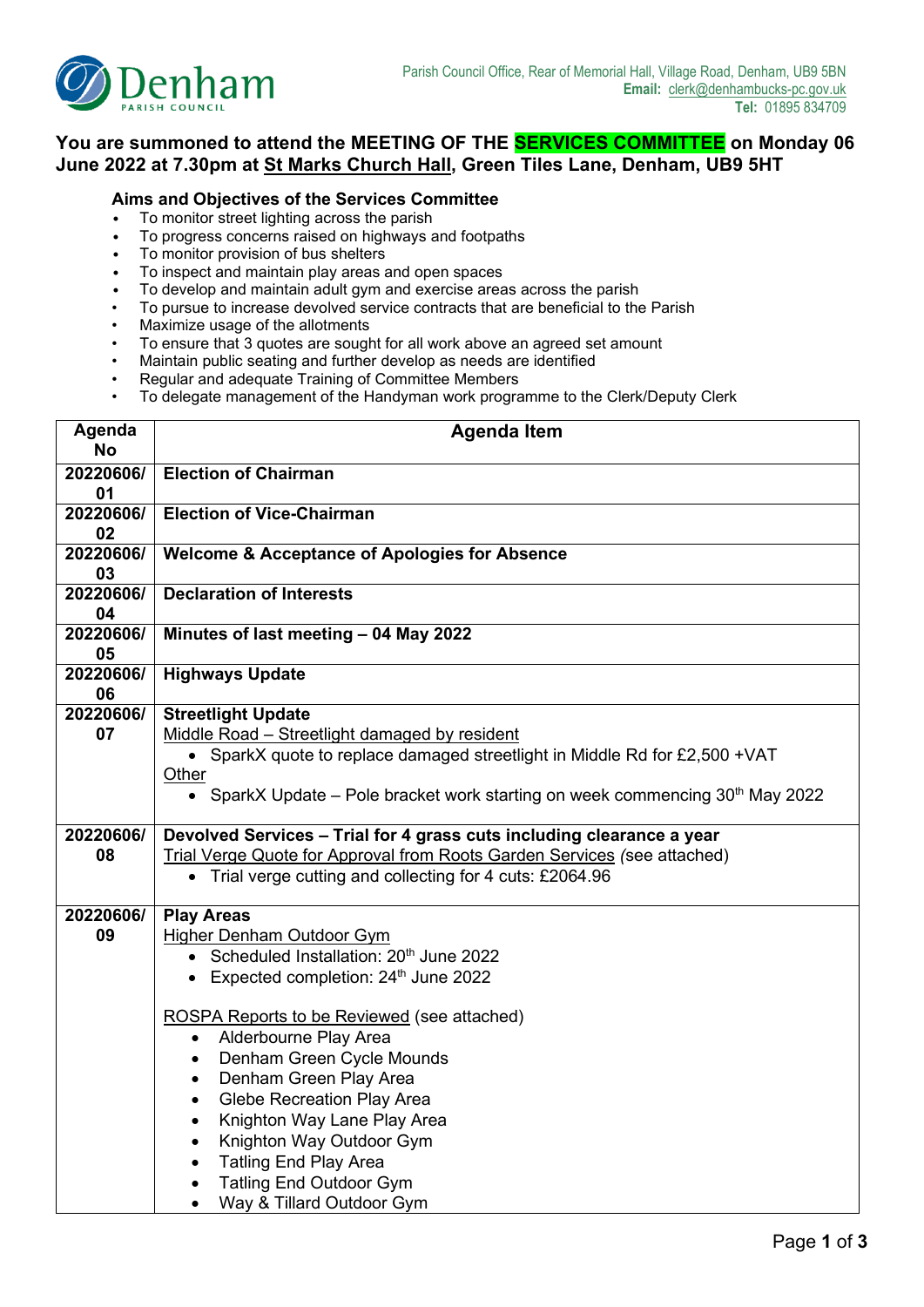Denham PARISH COUNCIL

Parish Council Office, Rear of Memorial Hall, Village Road, Denham, UB9 5BN
**Email:** clerk@denhambucks-pc.gov.uk
**Tel:** 01895 834709

## You are summoned to attend the MEETING OF THE SERVICES COMMITTEE on Monday 06 June 2022 at 7.30pm at St Marks Church Hall, Green Tiles Lane, Denham, UB9 5HT

### Aims and Objectives of the Services Committee

- To monitor street lighting across the parish
- To progress concerns raised on highways and footpaths
- To monitor provision of bus shelters
- To inspect and maintain play areas and open spaces
- To develop and maintain adult gym and exercise areas across the parish
- To pursue to increase devolved service contracts that are beneficial to the Parish
- Maximize usage of the allotments
- To ensure that 3 quotes are sought for all work above an agreed set amount
- Maintain public seating and further develop as needs are identified
- Regular and adequate Training of Committee Members
- To delegate management of the Handyman work programme to the Clerk/Deputy Clerk

| Agenda No | Agenda Item |
|---|---|
| 20220606/01 | **Election of Chairman** |
| 20220606/02 | **Election of Vice-Chairman** |
| 20220606/03 | **Welcome & Acceptance of Apologies for Absence** |
| 20220606/04 | **Declaration of Interests** |
| 20220606/05 | **Minutes of last meeting – 04 May 2022** |
| 20220606/06 | **Highways Update** |
| 20220606/07 | **Streetlight Update**<br>Middle Road – Streetlight damaged by resident<br>• SparkX quote to replace damaged streetlight in Middle Rd for £2,500 +VAT<br>Other<br>• SparkX Update – Pole bracket work starting on week commencing 30th May 2022 |
| 20220606/08 | **Devolved Services – Trial for 4 grass cuts including clearance a year**<br>Trial Verge Quote for Approval from Roots Garden Services *(see attached)*<br>• Trial verge cutting and collecting for 4 cuts: £2064.96 |
| 20220606/09 | **Play Areas**<br>Higher Denham Outdoor Gym<br>• Scheduled Installation: 20th June 2022<br>• Expected completion: 24th June 2022<br><br>ROSPA Reports to be Reviewed (see attached)<br>• Alderbourne Play Area<br>• Denham Green Cycle Mounds<br>• Denham Green Play Area<br>• Glebe Recreation Play Area<br>• Knighton Way Lane Play Area<br>• Knighton Way Outdoor Gym<br>• Tatling End Play Area<br>• Tatling End Outdoor Gym<br>• Way & Tillard Outdoor Gym |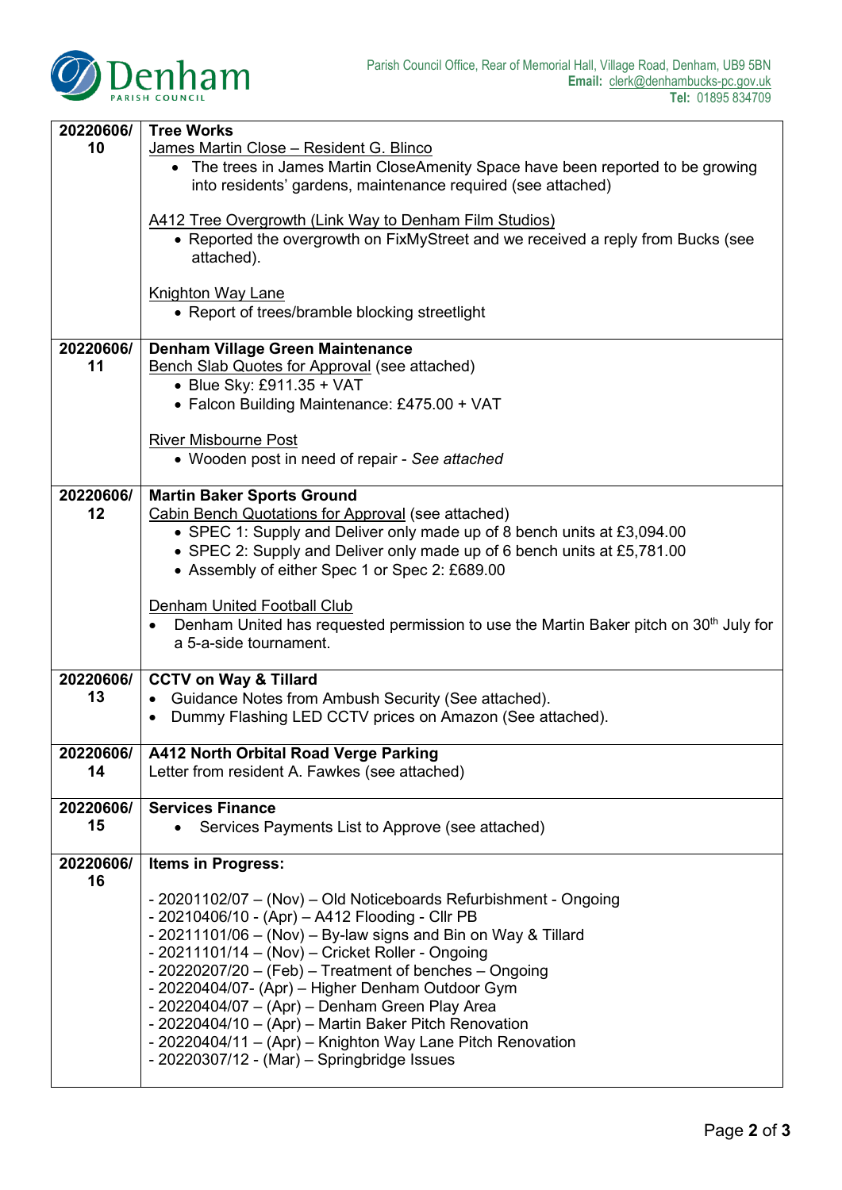| | |
|---|---|
| 20220606/10 | **Tree Works**<br>James Martin Close – Resident G. Blinco<br>• The trees in James Martin CloseAmenity Space have been reported to be growing into residents' gardens, maintenance required (see attached)<br><br>A412 Tree Overgrowth (Link Way to Denham Film Studios)<br>• Reported the overgrowth on FixMyStreet and we received a reply from Bucks (see attached).<br><br>Knighton Way Lane<br>• Report of trees/bramble blocking streetlight |
| 20220606/11 | **Denham Village Green Maintenance**<br>Bench Slab Quotes for Approval (see attached)<br>• Blue Sky: £911.35 + VAT<br>• Falcon Building Maintenance: £475.00 + VAT<br><br>River Misbourne Post<br>• Wooden post in need of repair - *See attached* |
| 20220606/12 | **Martin Baker Sports Ground**<br>Cabin Bench Quotations for Approval (see attached)<br>• SPEC 1: Supply and Deliver only made up of 8 bench units at £3,094.00<br>• SPEC 2: Supply and Deliver only made up of 6 bench units at £5,781.00<br>• Assembly of either Spec 1 or Spec 2: £689.00<br><br>Denham United Football Club<br>• Denham United has requested permission to use the Martin Baker pitch on 30th July for a 5-a-side tournament. |
| 20220606/13 | **CCTV on Way & Tillard**<br>• Guidance Notes from Ambush Security (See attached).<br>• Dummy Flashing LED CCTV prices on Amazon (See attached). |
| 20220606/14 | **A412 North Orbital Road Verge Parking**<br>Letter from resident A. Fawkes (see attached) |
| 20220606/15 | **Services Finance**<br>• Services Payments List to Approve (see attached) |
| 20220606/16 | **Items in Progress:**<br><br>- 20201102/07 – (Nov) – Old Noticeboards Refurbishment - Ongoing<br>- 20210406/10 - (Apr) – A412 Flooding - Cllr PB<br>- 20211101/06 – (Nov) – By-law signs and Bin on Way & Tillard<br>- 20211101/14 – (Nov) – Cricket Roller - Ongoing<br>- 20220207/20 – (Feb) – Treatment of benches – Ongoing<br>- 20220404/07- (Apr) – Higher Denham Outdoor Gym<br>- 20220404/07 – (Apr) – Denham Green Play Area<br>- 20220404/10 – (Apr) – Martin Baker Pitch Renovation<br>- 20220404/11 – (Apr) – Knighton Way Lane Pitch Renovation<br>- 20220307/12 - (Mar) – Springbridge Issues |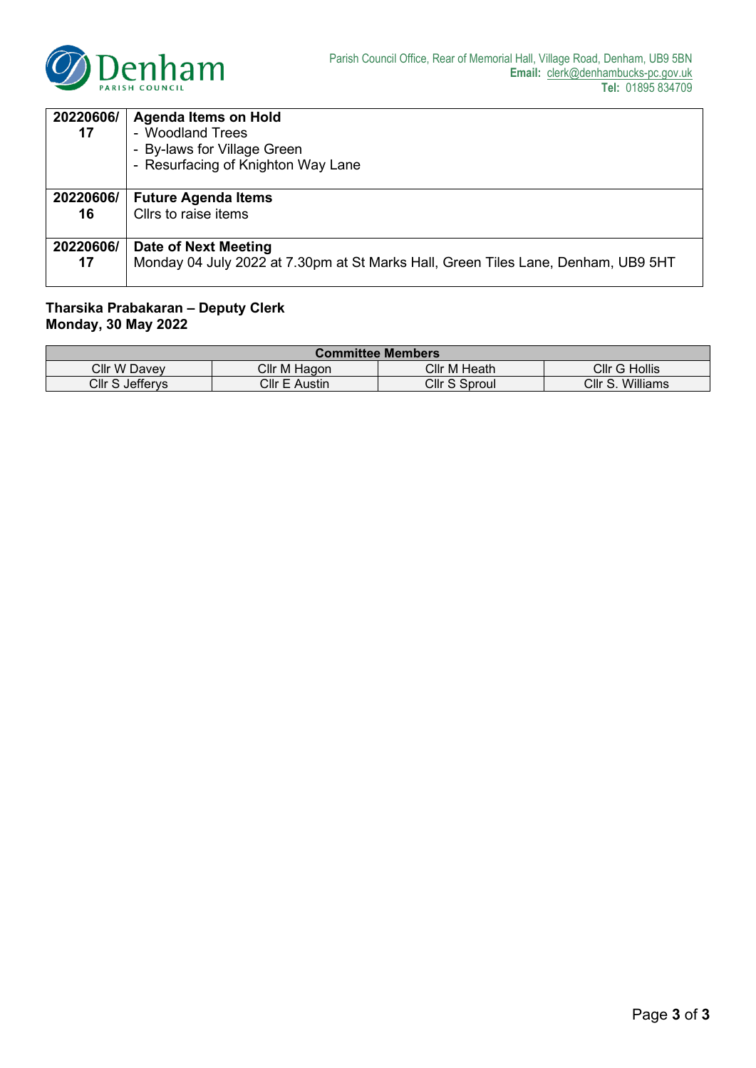| | |
|---|---|
| **20220606/ 17** | **Agenda Items on Hold**<br>- Woodland Trees<br>- By-laws for Village Green<br>- Resurfacing of Knighton Way Lane |
| **20220606/ 16** | **Future Agenda Items**<br>Cllrs to raise items |
| **20220606/ 17** | **Date of Next Meeting**<br>Monday 04 July 2022 at 7.30pm at St Marks Hall, Green Tiles Lane, Denham, UB9 5HT |

**Tharsika Prabakaran – Deputy Clerk**
**Monday, 30 May 2022**

| **Committee Members** | | | |
|---|---|---|---|
| Cllr W Davey | Cllr M Hagon | Cllr M Heath | Cllr G Hollis |
| Cllr S Jefferys | Cllr E Austin | Cllr S Sproul | Cllr S. Williams |